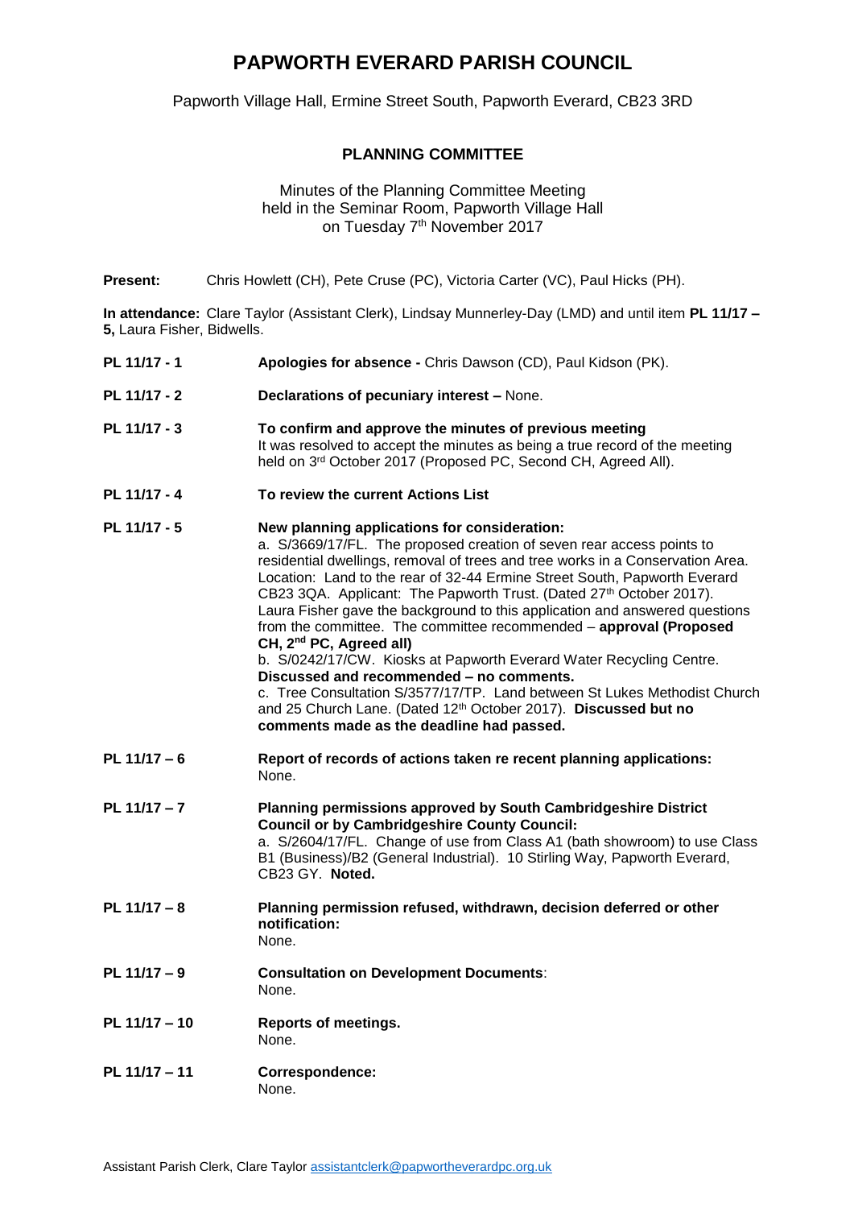# PAPWORTH EVERARD PARISH COUNCIL

Papworth Village Hall, Ermine Street South, Papworth Everard, CB23 3RD

## PLANNING COMMITTEE

Minutes of the Planning Committee Meeting
held in the Seminar Room, Papworth Village Hall
on Tuesday 7th November 2017

**Present:** Chris Howlett (CH), Pete Cruse (PC), Victoria Carter (VC), Paul Hicks (PH).

**In attendance:** Clare Taylor (Assistant Clerk), Lindsay Munnerley-Day (LMD) and until item **PL 11/17 – 5,** Laura Fisher, Bidwells.

**PL 11/17 - 1** **Apologies for absence -** Chris Dawson (CD), Paul Kidson (PK).

**PL 11/17 - 2** **Declarations of pecuniary interest –** None.

**PL 11/17 - 3** **To confirm and approve the minutes of previous meeting**
It was resolved to accept the minutes as being a true record of the meeting held on 3rd October 2017 (Proposed PC, Second CH, Agreed All).

**PL 11/17 - 4** **To review the current Actions List**

**PL 11/17 - 5** **New planning applications for consideration:**
a. S/3669/17/FL. The proposed creation of seven rear access points to residential dwellings, removal of trees and tree works in a Conservation Area. Location: Land to the rear of 32-44 Ermine Street South, Papworth Everard CB23 3QA. Applicant: The Papworth Trust. (Dated 27th October 2017). Laura Fisher gave the background to this application and answered questions from the committee. The committee recommended – **approval (Proposed CH, 2nd PC, Agreed all)**
b. S/0242/17/CW. Kiosks at Papworth Everard Water Recycling Centre. **Discussed and recommended – no comments.**
c. Tree Consultation S/3577/17/TP. Land between St Lukes Methodist Church and 25 Church Lane. (Dated 12th October 2017). **Discussed but no comments made as the deadline had passed.**

**PL 11/17 – 6** **Report of records of actions taken re recent planning applications:**
None.

**PL 11/17 – 7** **Planning permissions approved by South Cambridgeshire District Council or by Cambridgeshire County Council:**
a. S/2604/17/FL. Change of use from Class A1 (bath showroom) to use Class B1 (Business)/B2 (General Industrial). 10 Stirling Way, Papworth Everard, CB23 GY. **Noted.**

**PL 11/17 – 8** **Planning permission refused, withdrawn, decision deferred or other notification:**
None.

**PL 11/17 – 9** **Consultation on Development Documents**:
None.

**PL 11/17 – 10** **Reports of meetings.**
None.

**PL 11/17 – 11** **Correspondence:**
None.

Assistant Parish Clerk, Clare Taylor assistantclerk@papwortheverardpc.org.uk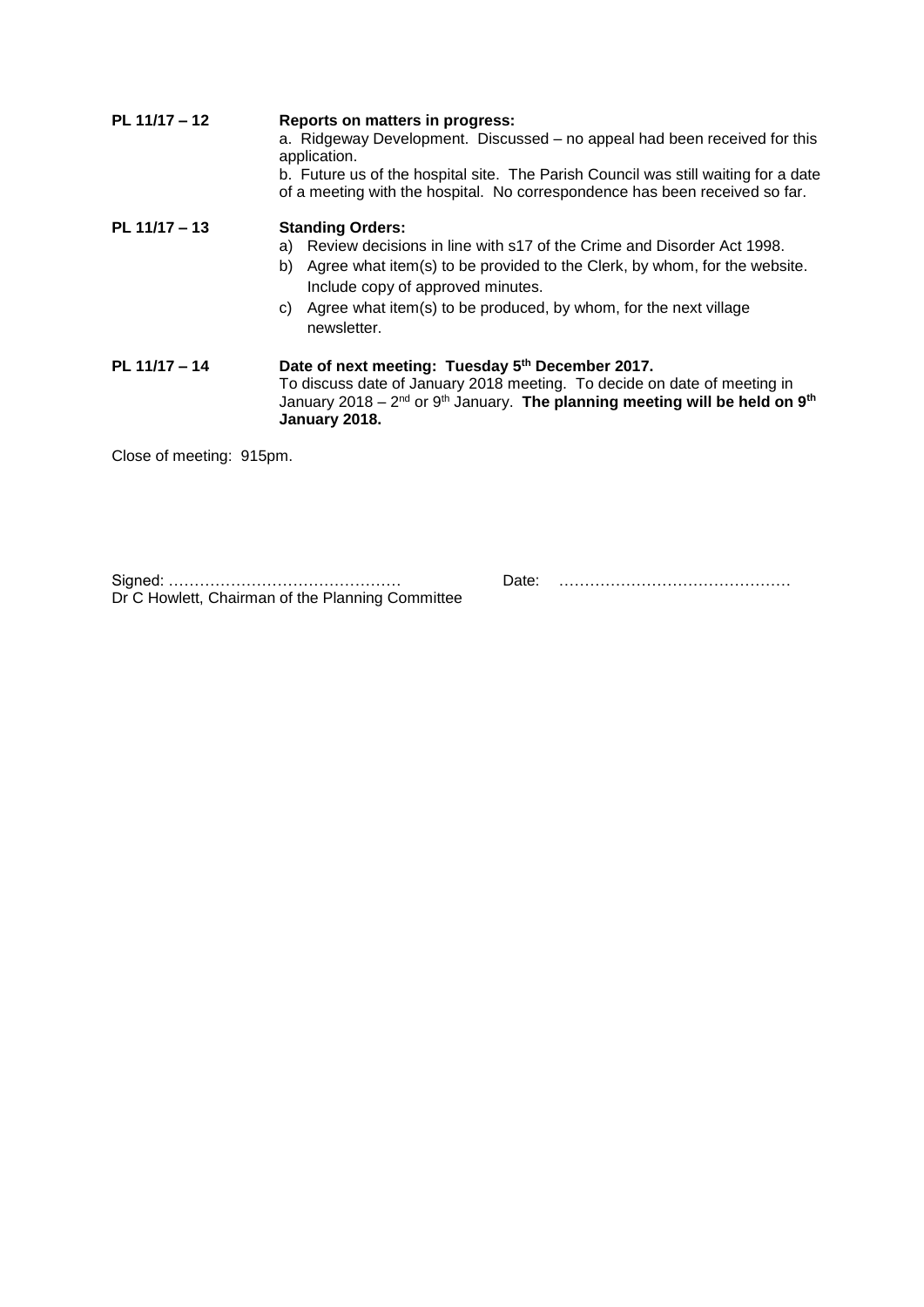**PL 11/17 – 12** **Reports on matters in progress:**

a. Ridgeway Development. Discussed – no appeal had been received for this application.

b. Future us of the hospital site. The Parish Council was still waiting for a date of a meeting with the hospital. No correspondence has been received so far.

**PL 11/17 – 13** **Standing Orders:**

a) Review decisions in line with s17 of the Crime and Disorder Act 1998.
b) Agree what item(s) to be provided to the Clerk, by whom, for the website. Include copy of approved minutes.
c) Agree what item(s) to be produced, by whom, for the next village newsletter.

**PL 11/17 – 14** **Date of next meeting: Tuesday 5th December 2017.**

To discuss date of January 2018 meeting. To decide on date of meeting in January 2018 – 2nd or 9th January. **The planning meeting will be held on 9th January 2018.**

Close of meeting: 915pm.

Signed: ……………………………………… Date: ………………………………………

Dr C Howlett, Chairman of the Planning Committee